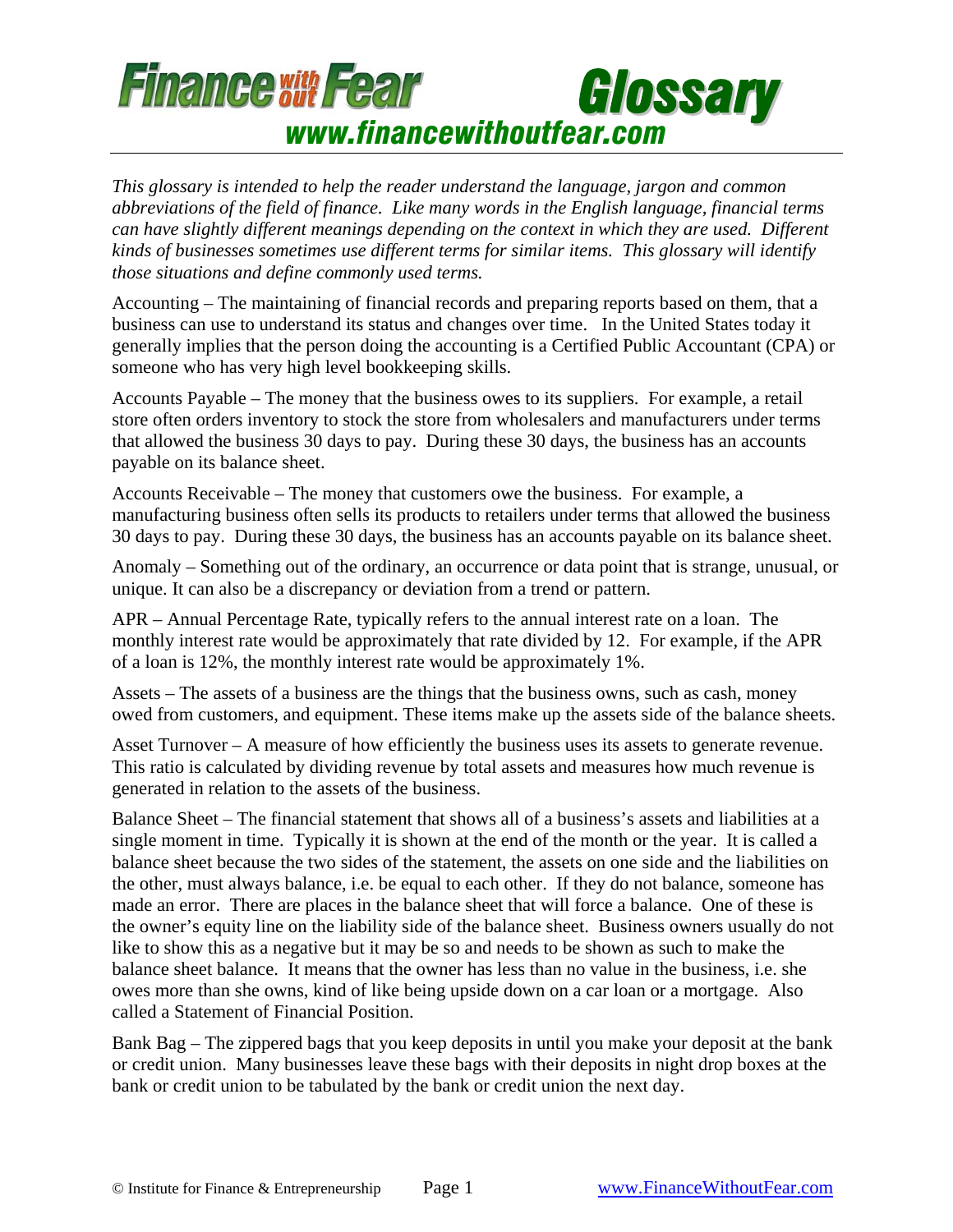# Finance without Fear Glossary

## www.financewithoutfear.com

*This glossary is intended to help the reader understand the language, jargon and common abbreviations of the field of finance. Like many words in the English language, financial terms can have slightly different meanings depending on the context in which they are used. Different kinds of businesses sometimes use different terms for similar items. This glossary will identify those situations and define commonly used terms.*

Accounting – The maintaining of financial records and preparing reports based on them, that a business can use to understand its status and changes over time. In the United States today it generally implies that the person doing the accounting is a Certified Public Accountant (CPA) or someone who has very high level bookkeeping skills.

Accounts Payable – The money that the business owes to its suppliers. For example, a retail store often orders inventory to stock the store from wholesalers and manufacturers under terms that allowed the business 30 days to pay. During these 30 days, the business has an accounts payable on its balance sheet.

Accounts Receivable – The money that customers owe the business. For example, a manufacturing business often sells its products to retailers under terms that allowed the business 30 days to pay. During these 30 days, the business has an accounts payable on its balance sheet.

Anomaly – Something out of the ordinary, an occurrence or data point that is strange, unusual, or unique. It can also be a discrepancy or deviation from a trend or pattern.

APR – Annual Percentage Rate, typically refers to the annual interest rate on a loan. The monthly interest rate would be approximately that rate divided by 12. For example, if the APR of a loan is 12%, the monthly interest rate would be approximately 1%.

Assets – The assets of a business are the things that the business owns, such as cash, money owed from customers, and equipment. These items make up the assets side of the balance sheets.

Asset Turnover – A measure of how efficiently the business uses its assets to generate revenue. This ratio is calculated by dividing revenue by total assets and measures how much revenue is generated in relation to the assets of the business.

Balance Sheet – The financial statement that shows all of a business's assets and liabilities at a single moment in time. Typically it is shown at the end of the month or the year. It is called a balance sheet because the two sides of the statement, the assets on one side and the liabilities on the other, must always balance, i.e. be equal to each other. If they do not balance, someone has made an error. There are places in the balance sheet that will force a balance. One of these is the owner's equity line on the liability side of the balance sheet. Business owners usually do not like to show this as a negative but it may be so and needs to be shown as such to make the balance sheet balance. It means that the owner has less than no value in the business, i.e. she owes more than she owns, kind of like being upside down on a car loan or a mortgage. Also called a Statement of Financial Position.

Bank Bag – The zippered bags that you keep deposits in until you make your deposit at the bank or credit union. Many businesses leave these bags with their deposits in night drop boxes at the bank or credit union to be tabulated by the bank or credit union the next day.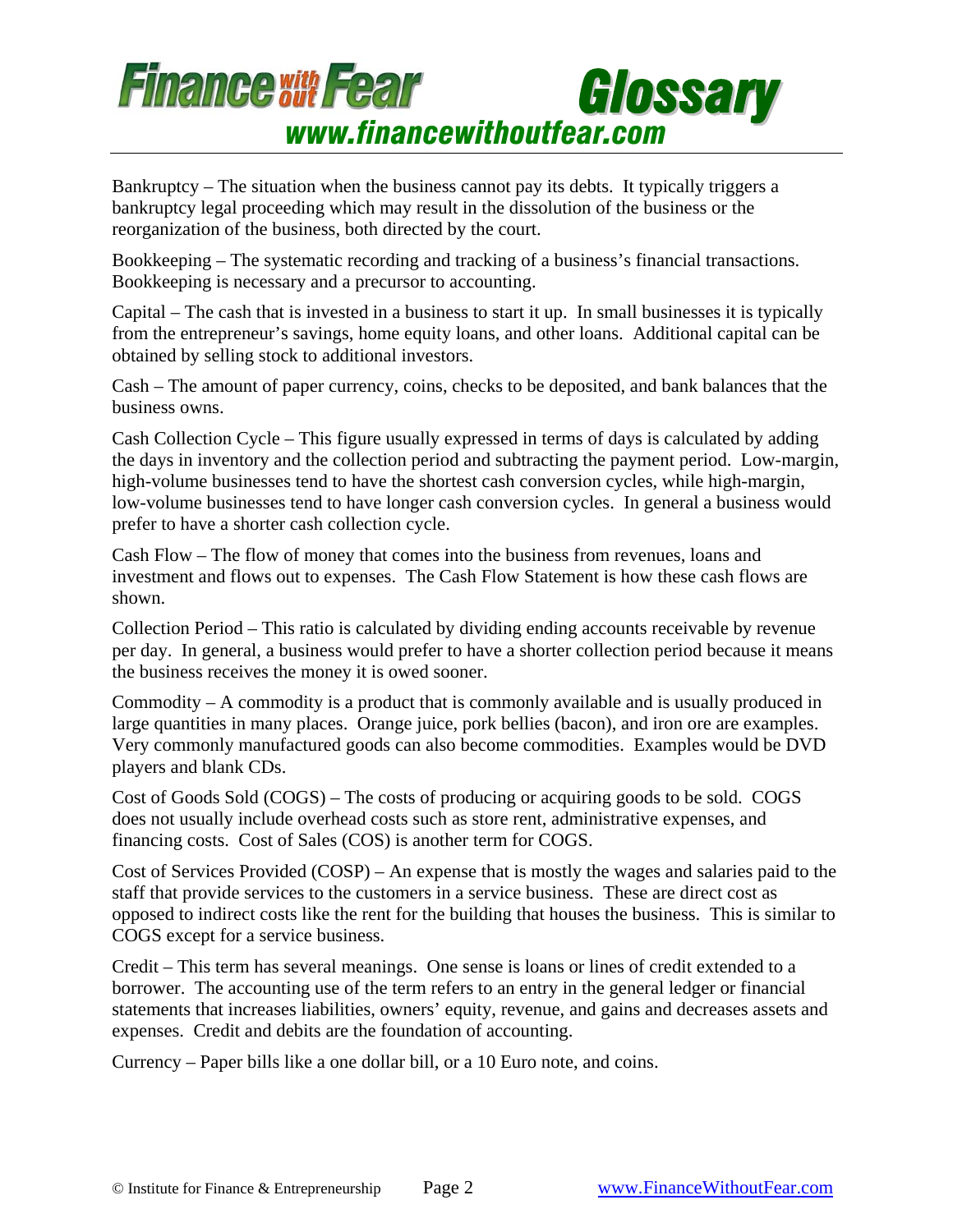Bankruptcy – The situation when the business cannot pay its debts. It typically triggers a bankruptcy legal proceeding which may result in the dissolution of the business or the reorganization of the business, both directed by the court.

Bookkeeping – The systematic recording and tracking of a business's financial transactions. Bookkeeping is necessary and a precursor to accounting.

Capital – The cash that is invested in a business to start it up. In small businesses it is typically from the entrepreneur's savings, home equity loans, and other loans. Additional capital can be obtained by selling stock to additional investors.

Cash – The amount of paper currency, coins, checks to be deposited, and bank balances that the business owns.

Cash Collection Cycle – This figure usually expressed in terms of days is calculated by adding the days in inventory and the collection period and subtracting the payment period. Low-margin, high-volume businesses tend to have the shortest cash conversion cycles, while high-margin, low-volume businesses tend to have longer cash conversion cycles. In general a business would prefer to have a shorter cash collection cycle.

Cash Flow – The flow of money that comes into the business from revenues, loans and investment and flows out to expenses. The Cash Flow Statement is how these cash flows are shown.

Collection Period – This ratio is calculated by dividing ending accounts receivable by revenue per day. In general, a business would prefer to have a shorter collection period because it means the business receives the money it is owed sooner.

Commodity – A commodity is a product that is commonly available and is usually produced in large quantities in many places. Orange juice, pork bellies (bacon), and iron ore are examples. Very commonly manufactured goods can also become commodities. Examples would be DVD players and blank CDs.

Cost of Goods Sold (COGS) – The costs of producing or acquiring goods to be sold. COGS does not usually include overhead costs such as store rent, administrative expenses, and financing costs. Cost of Sales (COS) is another term for COGS.

Cost of Services Provided (COSP) – An expense that is mostly the wages and salaries paid to the staff that provide services to the customers in a service business. These are direct cost as opposed to indirect costs like the rent for the building that houses the business. This is similar to COGS except for a service business.

Credit – This term has several meanings. One sense is loans or lines of credit extended to a borrower. The accounting use of the term refers to an entry in the general ledger or financial statements that increases liabilities, owners' equity, revenue, and gains and decreases assets and expenses. Credit and debits are the foundation of accounting.

Currency – Paper bills like a one dollar bill, or a 10 Euro note, and coins.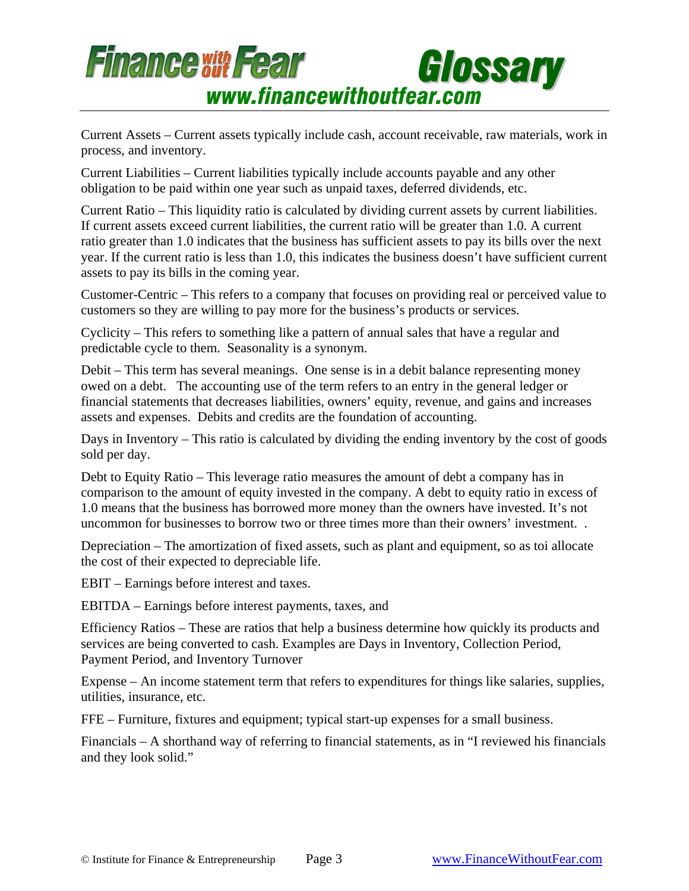Current Assets – Current assets typically include cash, account receivable, raw materials, work in process, and inventory.

Current Liabilities – Current liabilities typically include accounts payable and any other obligation to be paid within one year such as unpaid taxes, deferred dividends, etc.

Current Ratio – This liquidity ratio is calculated by dividing current assets by current liabilities. If current assets exceed current liabilities, the current ratio will be greater than 1.0. A current ratio greater than 1.0 indicates that the business has sufficient assets to pay its bills over the next year. If the current ratio is less than 1.0, this indicates the business doesn't have sufficient current assets to pay its bills in the coming year.

Customer-Centric – This refers to a company that focuses on providing real or perceived value to customers so they are willing to pay more for the business's products or services.

Cyclicity – This refers to something like a pattern of annual sales that have a regular and predictable cycle to them. Seasonality is a synonym.

Debit – This term has several meanings. One sense is in a debit balance representing money owed on a debt. The accounting use of the term refers to an entry in the general ledger or financial statements that decreases liabilities, owners' equity, revenue, and gains and increases assets and expenses. Debits and credits are the foundation of accounting.

Days in Inventory – This ratio is calculated by dividing the ending inventory by the cost of goods sold per day.

Debt to Equity Ratio – This leverage ratio measures the amount of debt a company has in comparison to the amount of equity invested in the company. A debt to equity ratio in excess of 1.0 means that the business has borrowed more money than the owners have invested. It's not uncommon for businesses to borrow two or three times more than their owners' investment. .

Depreciation – The amortization of fixed assets, such as plant and equipment, so as toi allocate the cost of their expected to depreciable life.

EBIT – Earnings before interest and taxes.

EBITDA – Earnings before interest payments, taxes, and

Efficiency Ratios – These are ratios that help a business determine how quickly its products and services are being converted to cash. Examples are Days in Inventory, Collection Period, Payment Period, and Inventory Turnover

Expense – An income statement term that refers to expenditures for things like salaries, supplies, utilities, insurance, etc.

FFE – Furniture, fixtures and equipment; typical start-up expenses for a small business.

Financials – A shorthand way of referring to financial statements, as in "I reviewed his financials and they look solid."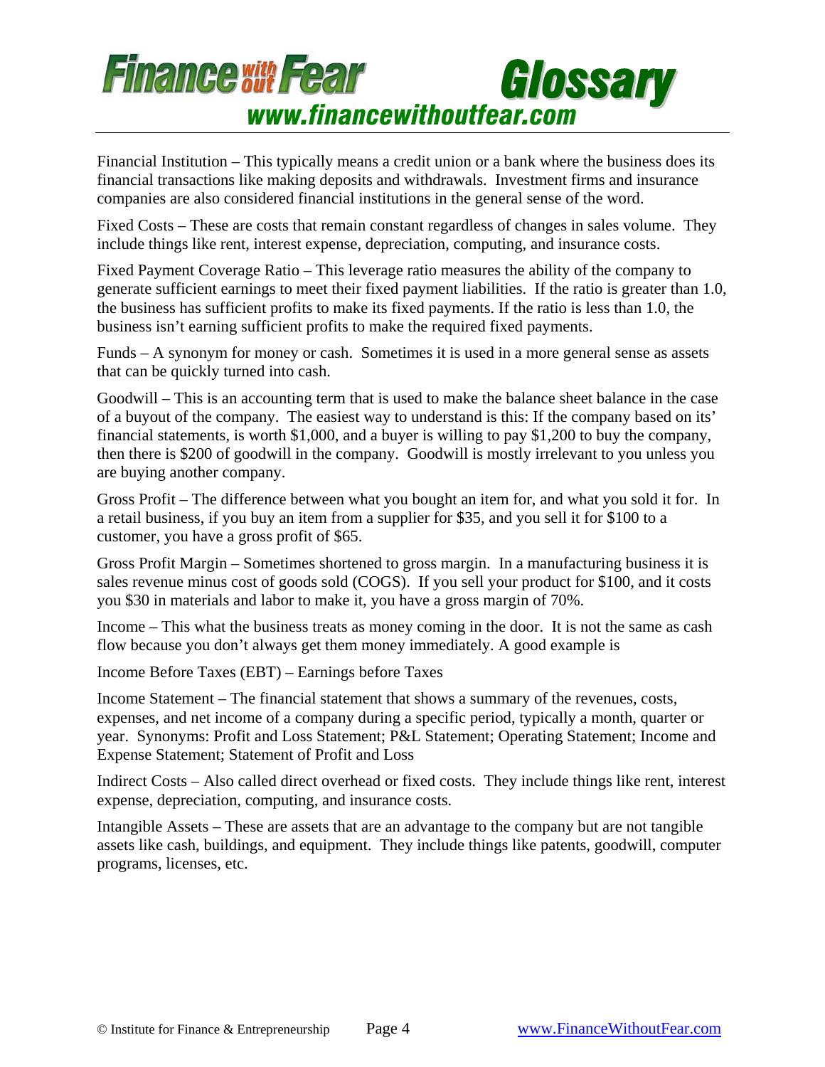Financial Institution – This typically means a credit union or a bank where the business does its financial transactions like making deposits and withdrawals. Investment firms and insurance companies are also considered financial institutions in the general sense of the word.

Fixed Costs – These are costs that remain constant regardless of changes in sales volume. They include things like rent, interest expense, depreciation, computing, and insurance costs.

Fixed Payment Coverage Ratio – This leverage ratio measures the ability of the company to generate sufficient earnings to meet their fixed payment liabilities. If the ratio is greater than 1.0, the business has sufficient profits to make its fixed payments. If the ratio is less than 1.0, the business isn't earning sufficient profits to make the required fixed payments.

Funds – A synonym for money or cash. Sometimes it is used in a more general sense as assets that can be quickly turned into cash.

Goodwill – This is an accounting term that is used to make the balance sheet balance in the case of a buyout of the company. The easiest way to understand is this: If the company based on its' financial statements, is worth $1,000, and a buyer is willing to pay $1,200 to buy the company, then there is $200 of goodwill in the company. Goodwill is mostly irrelevant to you unless you are buying another company.

Gross Profit – The difference between what you bought an item for, and what you sold it for. In a retail business, if you buy an item from a supplier for $35, and you sell it for $100 to a customer, you have a gross profit of $65.

Gross Profit Margin – Sometimes shortened to gross margin. In a manufacturing business it is sales revenue minus cost of goods sold (COGS). If you sell your product for $100, and it costs you $30 in materials and labor to make it, you have a gross margin of 70%.

Income – This what the business treats as money coming in the door. It is not the same as cash flow because you don't always get them money immediately. A good example is

Income Before Taxes (EBT) – Earnings before Taxes

Income Statement – The financial statement that shows a summary of the revenues, costs, expenses, and net income of a company during a specific period, typically a month, quarter or year. Synonyms: Profit and Loss Statement; P&L Statement; Operating Statement; Income and Expense Statement; Statement of Profit and Loss

Indirect Costs – Also called direct overhead or fixed costs. They include things like rent, interest expense, depreciation, computing, and insurance costs.

Intangible Assets – These are assets that are an advantage to the company but are not tangible assets like cash, buildings, and equipment. They include things like patents, goodwill, computer programs, licenses, etc.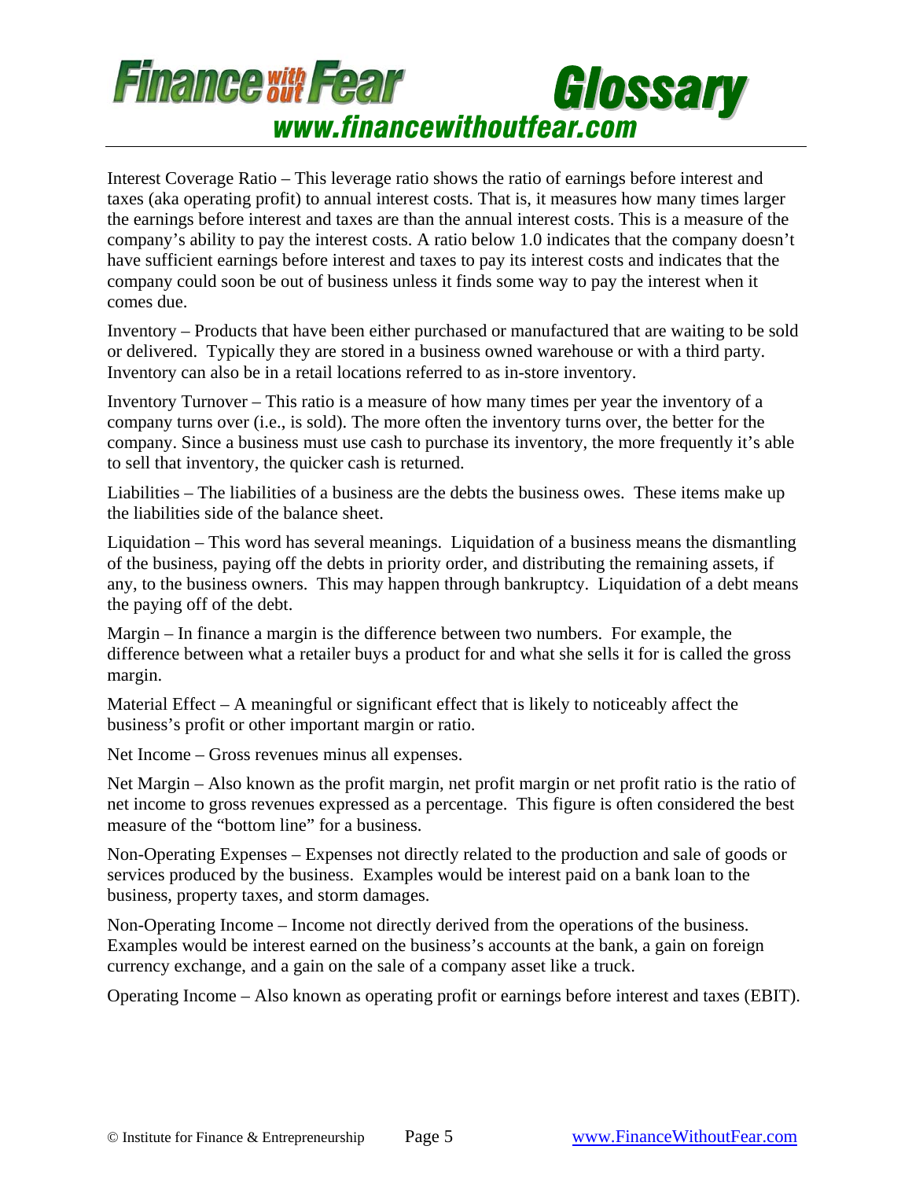Interest Coverage Ratio – This leverage ratio shows the ratio of earnings before interest and taxes (aka operating profit) to annual interest costs. That is, it measures how many times larger the earnings before interest and taxes are than the annual interest costs. This is a measure of the company's ability to pay the interest costs. A ratio below 1.0 indicates that the company doesn't have sufficient earnings before interest and taxes to pay its interest costs and indicates that the company could soon be out of business unless it finds some way to pay the interest when it comes due.

Inventory – Products that have been either purchased or manufactured that are waiting to be sold or delivered. Typically they are stored in a business owned warehouse or with a third party. Inventory can also be in a retail locations referred to as in-store inventory.

Inventory Turnover – This ratio is a measure of how many times per year the inventory of a company turns over (i.e., is sold). The more often the inventory turns over, the better for the company. Since a business must use cash to purchase its inventory, the more frequently it's able to sell that inventory, the quicker cash is returned.

Liabilities – The liabilities of a business are the debts the business owes. These items make up the liabilities side of the balance sheet.

Liquidation – This word has several meanings. Liquidation of a business means the dismantling of the business, paying off the debts in priority order, and distributing the remaining assets, if any, to the business owners. This may happen through bankruptcy. Liquidation of a debt means the paying off of the debt.

Margin – In finance a margin is the difference between two numbers. For example, the difference between what a retailer buys a product for and what she sells it for is called the gross margin.

Material Effect – A meaningful or significant effect that is likely to noticeably affect the business's profit or other important margin or ratio.

Net Income – Gross revenues minus all expenses.

Net Margin – Also known as the profit margin, net profit margin or net profit ratio is the ratio of net income to gross revenues expressed as a percentage. This figure is often considered the best measure of the "bottom line" for a business.

Non-Operating Expenses – Expenses not directly related to the production and sale of goods or services produced by the business. Examples would be interest paid on a bank loan to the business, property taxes, and storm damages.

Non-Operating Income – Income not directly derived from the operations of the business. Examples would be interest earned on the business's accounts at the bank, a gain on foreign currency exchange, and a gain on the sale of a company asset like a truck.

Operating Income – Also known as operating profit or earnings before interest and taxes (EBIT).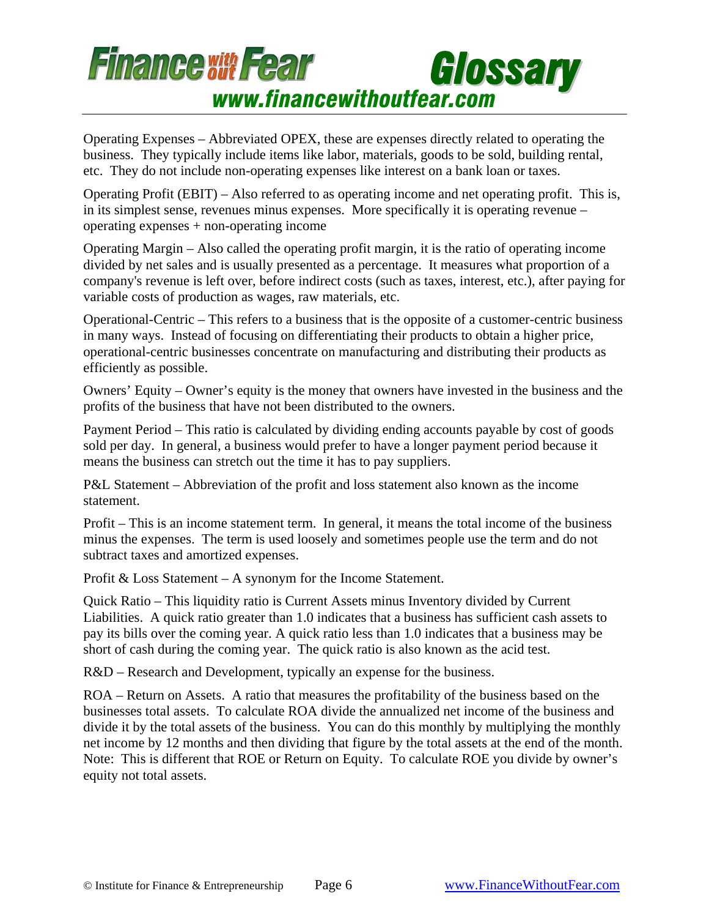Operating Expenses – Abbreviated OPEX, these are expenses directly related to operating the business. They typically include items like labor, materials, goods to be sold, building rental, etc. They do not include non-operating expenses like interest on a bank loan or taxes.

Operating Profit (EBIT) – Also referred to as operating income and net operating profit. This is, in its simplest sense, revenues minus expenses. More specifically it is operating revenue – operating expenses + non-operating income

Operating Margin – Also called the operating profit margin, it is the ratio of operating income divided by net sales and is usually presented as a percentage. It measures what proportion of a company's revenue is left over, before indirect costs (such as taxes, interest, etc.), after paying for variable costs of production as wages, raw materials, etc.

Operational-Centric – This refers to a business that is the opposite of a customer-centric business in many ways. Instead of focusing on differentiating their products to obtain a higher price, operational-centric businesses concentrate on manufacturing and distributing their products as efficiently as possible.

Owners' Equity – Owner's equity is the money that owners have invested in the business and the profits of the business that have not been distributed to the owners.

Payment Period – This ratio is calculated by dividing ending accounts payable by cost of goods sold per day. In general, a business would prefer to have a longer payment period because it means the business can stretch out the time it has to pay suppliers.

P&L Statement – Abbreviation of the profit and loss statement also known as the income statement.

Profit – This is an income statement term. In general, it means the total income of the business minus the expenses. The term is used loosely and sometimes people use the term and do not subtract taxes and amortized expenses.

Profit & Loss Statement – A synonym for the Income Statement.

Quick Ratio – This liquidity ratio is Current Assets minus Inventory divided by Current Liabilities. A quick ratio greater than 1.0 indicates that a business has sufficient cash assets to pay its bills over the coming year. A quick ratio less than 1.0 indicates that a business may be short of cash during the coming year. The quick ratio is also known as the acid test.

R&D – Research and Development, typically an expense for the business.

ROA – Return on Assets. A ratio that measures the profitability of the business based on the businesses total assets. To calculate ROA divide the annualized net income of the business and divide it by the total assets of the business. You can do this monthly by multiplying the monthly net income by 12 months and then dividing that figure by the total assets at the end of the month. Note: This is different that ROE or Return on Equity. To calculate ROE you divide by owner's equity not total assets.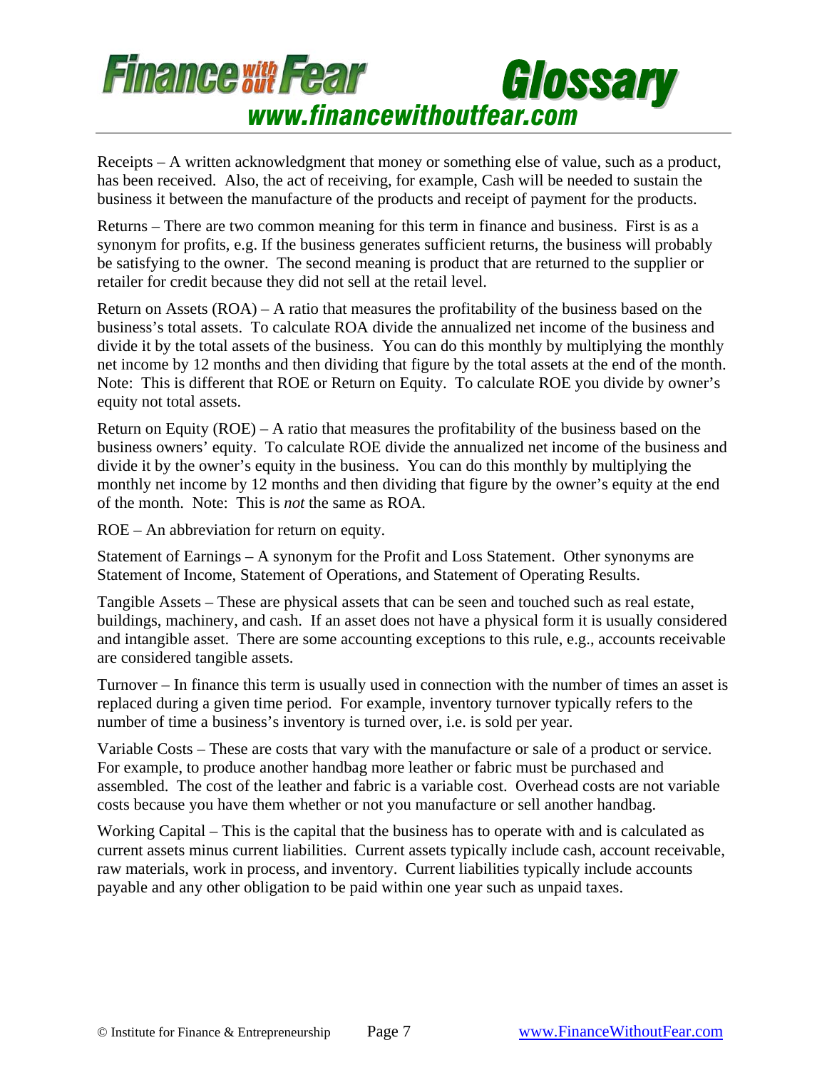Receipts – A written acknowledgment that money or something else of value, such as a product, has been received. Also, the act of receiving, for example, Cash will be needed to sustain the business it between the manufacture of the products and receipt of payment for the products.

Returns – There are two common meaning for this term in finance and business. First is as a synonym for profits, e.g. If the business generates sufficient returns, the business will probably be satisfying to the owner. The second meaning is product that are returned to the supplier or retailer for credit because they did not sell at the retail level.

Return on Assets (ROA) – A ratio that measures the profitability of the business based on the business's total assets. To calculate ROA divide the annualized net income of the business and divide it by the total assets of the business. You can do this monthly by multiplying the monthly net income by 12 months and then dividing that figure by the total assets at the end of the month. Note: This is different that ROE or Return on Equity. To calculate ROE you divide by owner's equity not total assets.

Return on Equity (ROE) – A ratio that measures the profitability of the business based on the business owners' equity. To calculate ROE divide the annualized net income of the business and divide it by the owner's equity in the business. You can do this monthly by multiplying the monthly net income by 12 months and then dividing that figure by the owner's equity at the end of the month. Note: This is *not* the same as ROA.

ROE – An abbreviation for return on equity.

Statement of Earnings – A synonym for the Profit and Loss Statement. Other synonyms are Statement of Income, Statement of Operations, and Statement of Operating Results.

Tangible Assets – These are physical assets that can be seen and touched such as real estate, buildings, machinery, and cash. If an asset does not have a physical form it is usually considered and intangible asset. There are some accounting exceptions to this rule, e.g., accounts receivable are considered tangible assets.

Turnover – In finance this term is usually used in connection with the number of times an asset is replaced during a given time period. For example, inventory turnover typically refers to the number of time a business's inventory is turned over, i.e. is sold per year.

Variable Costs – These are costs that vary with the manufacture or sale of a product or service. For example, to produce another handbag more leather or fabric must be purchased and assembled. The cost of the leather and fabric is a variable cost. Overhead costs are not variable costs because you have them whether or not you manufacture or sell another handbag.

Working Capital – This is the capital that the business has to operate with and is calculated as current assets minus current liabilities. Current assets typically include cash, account receivable, raw materials, work in process, and inventory. Current liabilities typically include accounts payable and any other obligation to be paid within one year such as unpaid taxes.